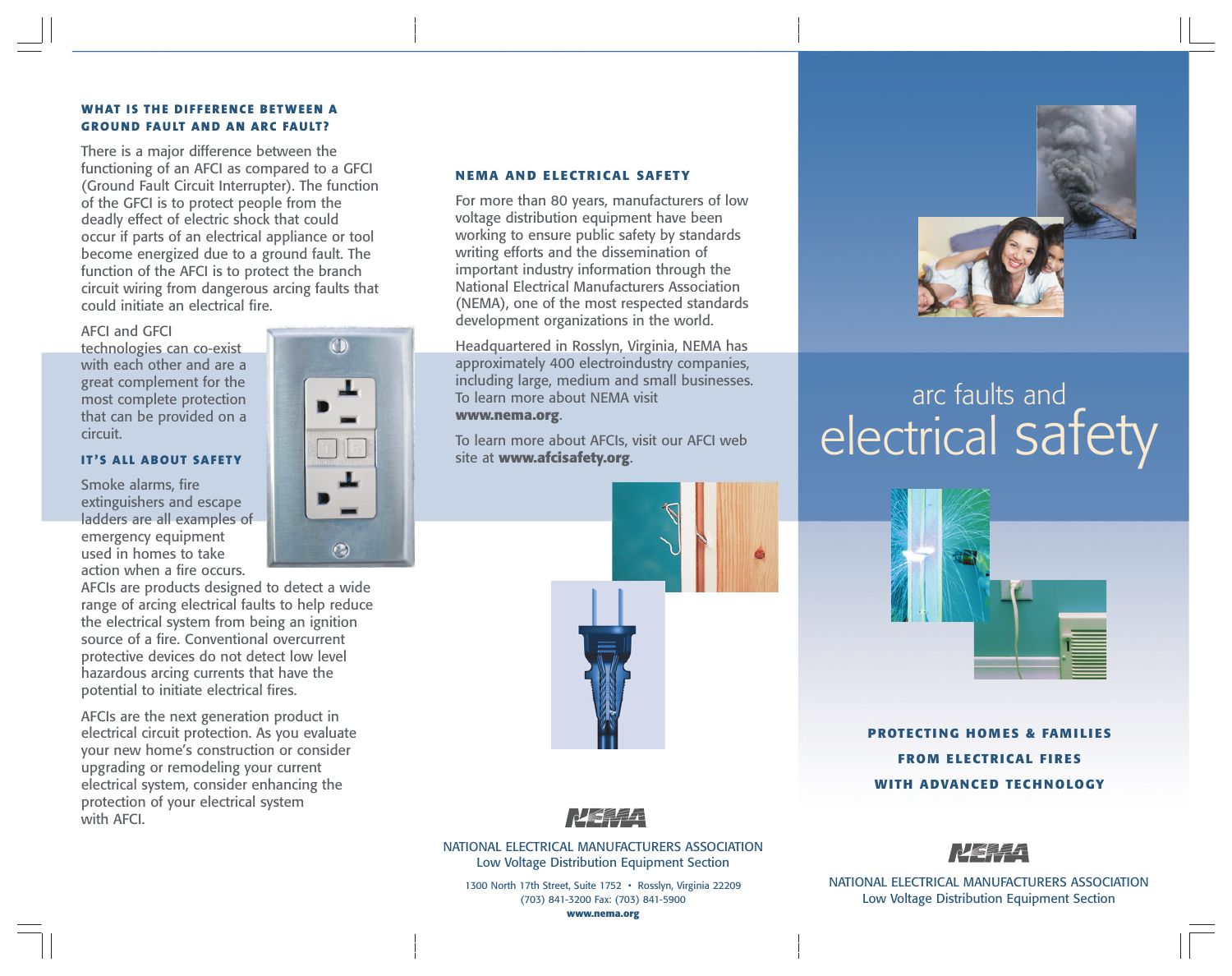### WHAT IS THE DIFFERENCE BETWEEN A GROUND FAULT AND AN ARC FAULT?

There is a major difference between the functioning of an AFCI as compared to a GFCI (Ground Fault Circuit Interrupter). The function of the GFCI is to protect people from the deadly effect of electric shock that could occur if parts of an electrical appliance or tool become energized due to a ground fault. The function of the AFCI is to protect the branch circuit wiring from dangerous arcing faults that could initiate an electrical fire.

AFCI and GFCI technologies can co-exist with each other and are a great complement for the most complete protection that can be provided on a circuit.

### IT'S ALL ABOUT SAFETY

Smoke alarms, fire extinguishers and escape ladders are all examples of emergency equipment used in homes to take action when a fire occurs. AFCIs are products designed to detect a wide range of arcing electrical faults to help reduce the electrical system from being an ignition source of a fire. Conventional overcurrent protective devices do not detect low level hazardous arcing currents that have the potential to initiate electrical fires.

AFCIs are the next generation product in electrical circuit protection. As you evaluate your new home's construction or consider upgrading or remodeling your current electrical system, consider enhancing the protection of your electrical system with AFCI.

### NEMA AND ELECTRICAL SAFETY

For more than 80 years, manufacturers of low voltage distribution equipment have been working to ensure public safety by standards writing efforts and the dissemination of important industry information through the National Electrical Manufacturers Association (NEMA), one of the most respected standards development organizations in the world.

Headquartered in Rosslyn, Virginia, NEMA has approximately 400 electroindustry companies, including large, medium and small businesses. To learn more about NEMA visit **www.nema.org**.

To learn more about AFCIs, visit our AFCI web site at **www.afcisafety.org**.

NEMA

NATIONAL ELECTRICAL MANUFACTURERS ASSOCIATION
Low Voltage Distribution Equipment Section

1300 North 17th Street, Suite 1752 • Rosslyn, Virginia 22209
(703) 841-3200 Fax: (703) 841-5900
**www.nema.org**

# arc faults and electrical safety

**PROTECTING HOMES & FAMILIES FROM ELECTRICAL FIRES WITH ADVANCED TECHNOLOGY**

NEMA

NATIONAL ELECTRICAL MANUFACTURERS ASSOCIATION
Low Voltage Distribution Equipment Section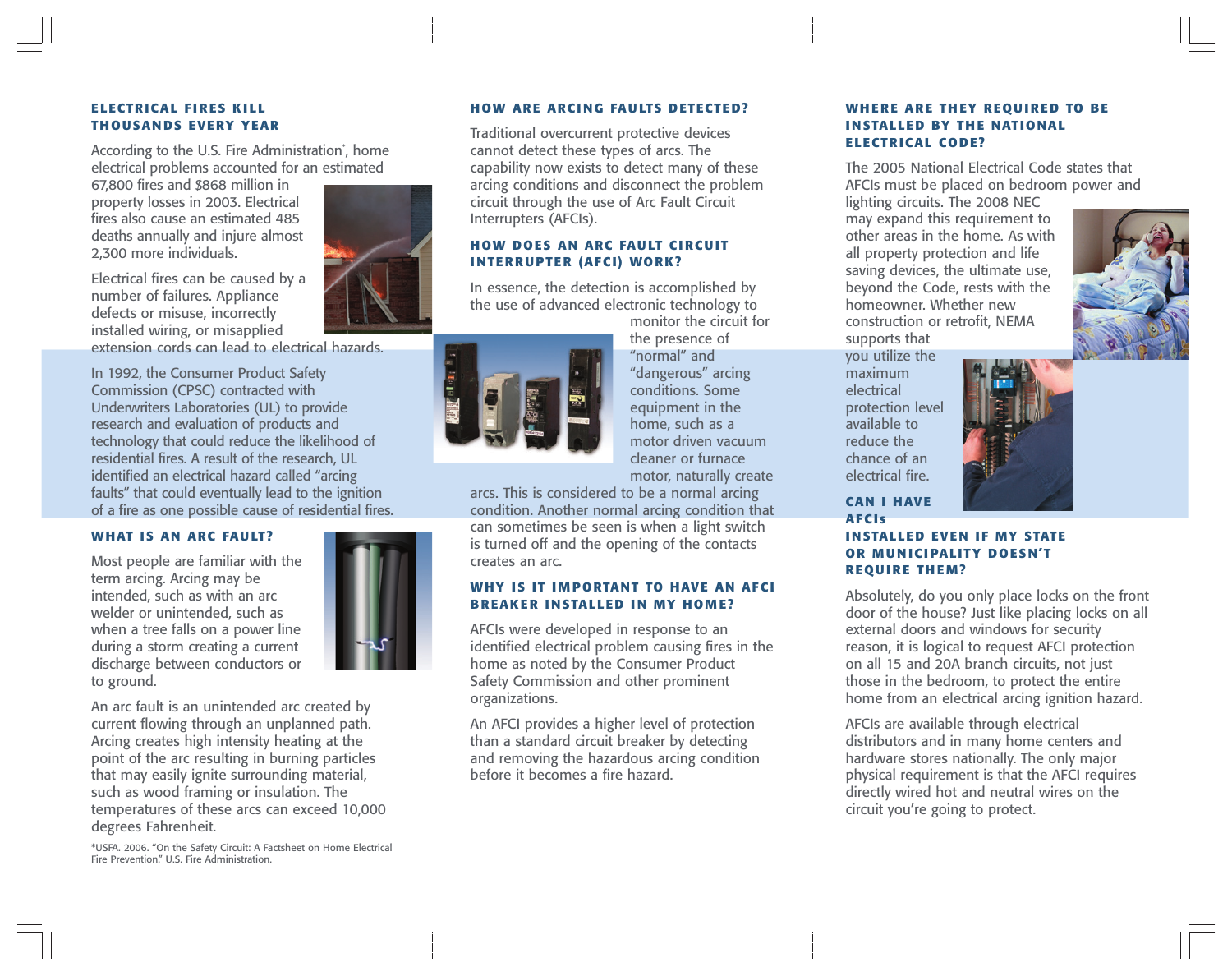## ELECTRICAL FIRES KILL THOUSANDS EVERY YEAR

According to the U.S. Fire Administration*, home electrical problems accounted for an estimated 67,800 fires and $868 million in property losses in 2003. Electrical fires also cause an estimated 485 deaths annually and injure almost 2,300 more individuals.

Electrical fires can be caused by a number of failures. Appliance defects or misuse, incorrectly installed wiring, or misapplied extension cords can lead to electrical hazards.

In 1992, the Consumer Product Safety Commission (CPSC) contracted with Underwriters Laboratories (UL) to provide research and evaluation of products and technology that could reduce the likelihood of residential fires. A result of the research, UL identified an electrical hazard called "arcing faults" that could eventually lead to the ignition of a fire as one possible cause of residential fires.

## WHAT IS AN ARC FAULT?

Most people are familiar with the term arcing. Arcing may be intended, such as with an arc welder or unintended, such as when a tree falls on a power line during a storm creating a current discharge between conductors or to ground.

An arc fault is an unintended arc created by current flowing through an unplanned path. Arcing creates high intensity heating at the point of the arc resulting in burning particles that may easily ignite surrounding material, such as wood framing or insulation. The temperatures of these arcs can exceed 10,000 degrees Fahrenheit.

*USFA. 2006. "On the Safety Circuit: A Factsheet on Home Electrical Fire Prevention." U.S. Fire Administration.

## HOW ARE ARCING FAULTS DETECTED?

Traditional overcurrent protective devices cannot detect these types of arcs. The capability now exists to detect many of these arcing conditions and disconnect the problem circuit through the use of Arc Fault Circuit Interrupters (AFCIs).

## HOW DOES AN ARC FAULT CIRCUIT INTERRUPTER (AFCI) WORK?

In essence, the detection is accomplished by the use of advanced electronic technology to monitor the circuit for the presence of "normal" and "dangerous" arcing conditions. Some equipment in the home, such as a motor driven vacuum cleaner or furnace motor, naturally create arcs. This is considered to be a normal arcing condition. Another normal arcing condition that can sometimes be seen is when a light switch is turned off and the opening of the contacts creates an arc.

## WHY IS IT IMPORTANT TO HAVE AN AFCI BREAKER INSTALLED IN MY HOME?

AFCIs were developed in response to an identified electrical problem causing fires in the home as noted by the Consumer Product Safety Commission and other prominent organizations.

An AFCI provides a higher level of protection than a standard circuit breaker by detecting and removing the hazardous arcing condition before it becomes a fire hazard.

## WHERE ARE THEY REQUIRED TO BE INSTALLED BY THE NATIONAL ELECTRICAL CODE?

The 2005 National Electrical Code states that AFCIs must be placed on bedroom power and lighting circuits. The 2008 NEC may expand this requirement to other areas in the home. As with all property protection and life saving devices, the ultimate use, beyond the Code, rests with the homeowner. Whether new construction or retrofit, NEMA supports that you utilize the maximum electrical protection level available to reduce the chance of an electrical fire.

## CAN I HAVE AFCIs INSTALLED EVEN IF MY STATE OR MUNICIPALITY DOESN'T REQUIRE THEM?

Absolutely, do you only place locks on the front door of the house? Just like placing locks on all external doors and windows for security reason, it is logical to request AFCI protection on all 15 and 20A branch circuits, not just those in the bedroom, to protect the entire home from an electrical arcing ignition hazard.

AFCIs are available through electrical distributors and in many home centers and hardware stores nationally. The only major physical requirement is that the AFCI requires directly wired hot and neutral wires on the circuit you're going to protect.